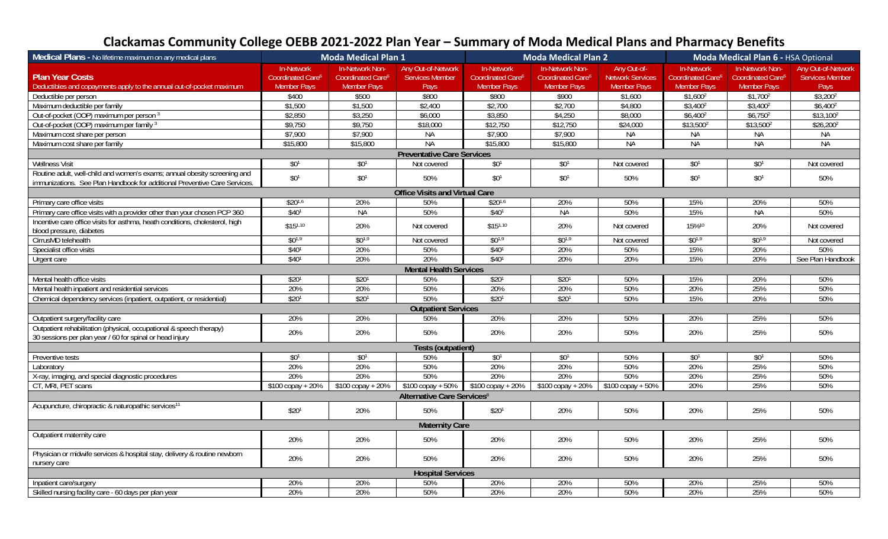# Clackamas Community College OEBB 2021-2022 Plan Year – Summary of Moda Medical Plans and Pharmacy Benefits

| Medical Plans - No lifetime maximum on any medical plans | Moda Medical Plan 1 | | | Moda Medical Plan 2 | | | Moda Medical Plan 6 - HSA Optional | | |
|---|---|---|---|---|---|---|---|---|---|
| **Plan Year Costs** Deductibles and copayments apply to the annual out-of-pocket maximum | In-Network Coordinated Care[6] Member Pays | In-Network Non-Coordinated Care[6] Member Pays | Any Out-of-Network Services Member Pays | In-Network Coordinated Care[6] Member Pays | In-Network Non-Coordinated Care[6] Member Pays | Any Out-of-Network Services Member Pays | In-Network Coordinated Care[6] Member Pays | In-Network Non-Coordinated Care[6] Member Pays | Any Out-of-Network Services Member Pays |
| Deductible per person | $400 | $500 | $800 | $800 | $900 | $1,600 | $1,600[2] | $1,700[2] | $3,200[2] |
| Maximum deductible per family | $1,500 | $1,500 | $2,400 | $2,700 | $2,700 | $4,800 | $3,400[2] | $3,400[2] | $6,400[2] |
| Out-of-pocket (OOP) maximum per person [3] | $2,850 | $3,250 | $6,000 | $3,850 | $4,250 | $8,000 | $6,400[2] | $6,750[2] | $13,100[2] |
| Out-of-pocket (OOP) maximum per family [3] | $9,750 | $9,750 | $18,000 | $12,750 | $12,750 | $24,000 | $13,500[2] | $13,500[2] | $26,200[2] |
| Maximum cost share per person | $7,900 | $7,900 | NA | $7,900 | $7,900 | NA | NA | NA | NA |
| Maximum cost share per family | $15,800 | $15,800 | NA | $15,800 | $15,800 | NA | NA | NA | NA |
| **Preventative Care Services** | | | | | | | | | |
| Wellness Visit | $0[1] | $0[1] | Not covered | $0[1] | $0[1] | Not covered | $0[1] | $0[1] | Not covered |
| Routine adult, well-child and women's exams; annual obesity screening and immunizations. See Plan Handbook for additional Preventive Care Services. | $0[1] | $0[1] | 50% | $0[1] | $0[1] | 50% | $0[1] | $0[1] | 50% |
| **Office Visits and Virtual Care** | | | | | | | | | |
| Primary care office visits | $20[1,6] | 20% | 50% | $20[1,6] | 20% | 50% | 15% | 20% | 50% |
| Primary care office visits with a provider other than your chosen PCP 360 | $40[1] | NA | 50% | $40[1] | NA | 50% | 15% | NA | 50% |
| Incentive care office visits for asthma, heath conditions, cholesterol, high blood pressure, diabetes | $15[1,10] | 20% | Not covered | $15[1,10] | 20% | Not covered | 15%[10] | 20% | Not covered |
| CirrusMD telehealth | $0[1,9] | $0[1,9] | Not covered | $0[1,9] | $0[1,9] | Not covered | $0[1,9] | $0[1,9] | Not covered |
| Specialist office visits | $40[1] | 20% | 50% | $40[1] | 20% | 50% | 15% | 20% | 50% |
| Urgent care | $40[1] | 20% | 20% | $40[1] | 20% | 20% | 15% | 20% | See Plan Handbook |
| **Mental Health Services** | | | | | | | | | |
| Mental health office visits | $20[1] | $20[1] | 50% | $20[1] | $20[1] | 50% | 15% | 20% | 50% |
| Mental health inpatient and residential services | 20% | 20% | 50% | 20% | 20% | 50% | 20% | 25% | 50% |
| Chemical dependency services (inpatient, outpatient, or residential) | $20[1] | $20[1] | 50% | $20[1] | $20[1] | 50% | 15% | 20% | 50% |
| **Outpatient Services** | | | | | | | | | |
| Outpatient surgery/facility care | 20% | 20% | 50% | 20% | 20% | 50% | 20% | 25% | 50% |
| Outpatient rehabilitation (physical, occupational & speech therapy) 30 sessions per plan year / 60 for spinal or head injury | 20% | 20% | 50% | 20% | 20% | 50% | 20% | 25% | 50% |
| **Tests (outpatient)** | | | | | | | | | |
| Preventive tests | $0[1] | $0[1] | 50% | $0[1] | $0[1] | 50% | $0[1] | $0[1] | 50% |
| Laboratory | 20% | 20% | 50% | 20% | 20% | 50% | 20% | 25% | 50% |
| X-ray, imaging, and special diagnostic procedures | 20% | 20% | 50% | 20% | 20% | 50% | 20% | 25% | 50% |
| CT, MRI, PET scans | $100 copay + 20% | $100 copay + 20% | $100 copay + 50% | $100 copay + 20% | $100 copay + 20% | $100 copay + 50% | 20% | 25% | 50% |
| **Alternative Care Services[8]** | | | | | | | | | |
| Acupuncture, chiropractic & naturopathic services[11] | $20[1] | 20% | 50% | $20[1] | 20% | 50% | 20% | 25% | 50% |
| **Maternity Care** | | | | | | | | | |
| Outpatient maternity care | 20% | 20% | 50% | 20% | 20% | 50% | 20% | 25% | 50% |
| Physician or midwife services & hospital stay, delivery & routine newborn nursery care | 20% | 20% | 50% | 20% | 20% | 50% | 20% | 25% | 50% |
| **Hospital Services** | | | | | | | | | |
| Inpatient care/surgery | 20% | 20% | 50% | 20% | 20% | 50% | 20% | 25% | 50% |
| Skilled nursing facility care - 60 days per plan year | 20% | 20% | 50% | 20% | 20% | 50% | 20% | 25% | 50% |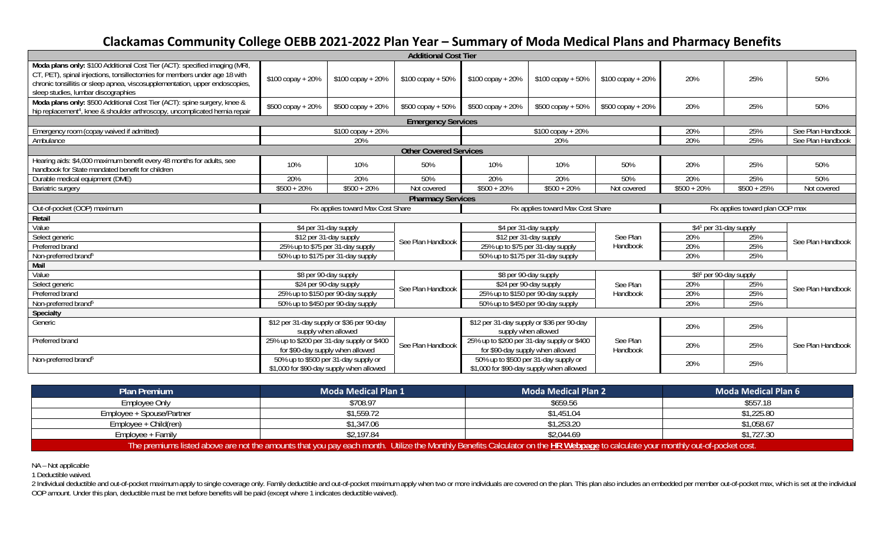# Clackamas Community College OEBB 2021-2022 Plan Year – Summary of Moda Medical Plans and Pharmacy Benefits

| | | | | | | | | | |
|---|---|---|---|---|---|---|---|---|---|
| **Additional Cost Tier** | | | | | | | | | |
| **Moda plans only:** $100 Additional Cost Tier (ACT): specified imaging (MRI, CT, PET), spinal injections, tonsillectomies for members under age 18 with chronic tonsillitis or sleep apnea, viscosupplementation, upper endoscopies, sleep studies, lumbar discographies | $100 copay + 20% | $100 copay + 20% | $100 copay + 50% | $100 copay + 20% | $100 copay + 50% | $100 copay + 20% | 20% | 25% | 50% |
| **Moda plans only:** $500 Additional Cost Tier (ACT): spine surgery, knee & hip replacement[4], knee & shoulder arthroscopy, uncomplicated hernia repair | $500 copay + 20% | $500 copay + 20% | $500 copay + 50% | $500 copay + 20% | $500 copay + 50% | $500 copay + 20% | 20% | 25% | 50% |
| **Emergency Services** | | | | | | | | | |
| Emergency room (copay waived if admitted) | $100 copay + 20% | | | $100 copay + 20% | | | 20% | 25% | See Plan Handbook |
| Ambulance | 20% | | | 20% | | | 20% | 25% | See Plan Handbook |
| **Other Covered Services** | | | | | | | | | |
| Hearing aids: $4,000 maximum benefit every 48 months for adults, see handbook for State mandated benefit for children | 10% | 10% | 50% | 10% | 10% | 50% | 20% | 25% | 50% |
| Durable medical equipment (DME) | 20% | 20% | 50% | 20% | 20% | 50% | 20% | 25% | 50% |
| Bariatric surgery | $500 + 20% | $500 + 20% | Not covered | $500 + 20% | $500 + 20% | Not covered | $500 + 20% | $500 + 25% | Not covered |
| **Pharmacy Services** | | | | | | | | | |
| Out-of-pocket (OOP) maximum | Rx applies toward Max Cost Share | | | Rx applies toward Max Cost Share | | | Rx applies toward plan OOP max | | |
| **Retail** | | | | | | | | | |
| Value | $4 per 31-day supply | | See Plan Handbook | $4 per 31-day supply | | See Plan Handbook | $4[1] per 31-day supply | | See Plan Handbook |
| Select generic | $12 per 31-day supply | | | $12 per 31-day supply | | | 20% | 25% | |
| Preferred brand | 25% up to $75 per 31-day supply | | | 25% up to $75 per 31-day supply | | | 20% | 25% | |
| Non-preferred brand[5] | 50% up to $175 per 31-day supply | | | 50% up to $175 per 31-day supply | | | 20% | 25% | |
| **Mail** | | | | | | | | | |
| Value | $8 per 90-day supply | | See Plan Handbook | $8 per 90-day supply | | See Plan Handbook | $8[1] per 90-day supply | | See Plan Handbook |
| Select generic | $24 per 90-day supply | | | $24 per 90-day supply | | | 20% | 25% | |
| Preferred brand | 25% up to $150 per 90-day supply | | | 25% up to $150 per 90-day supply | | | 20% | 25% | |
| Non-preferred brand[5] | 50% up to $450 per 90-day supply | | | 50% up to $450 per 90-day supply | | | 20% | 25% | |
| **Specialty** | | | | | | | | | |
| Generic | $12 per 31-day supply or $36 per 90-day supply when allowed | | See Plan Handbook | $12 per 31-day supply or $36 per 90-day supply when allowed | | See Plan Handbook | 20% | 25% | See Plan Handbook |
| Preferred brand | 25% up to $200 per 31-day supply or $400 for $90-day supply when allowed | | | 25% up to $200 per 31-day supply or $400 for $90-day supply when allowed | | | 20% | 25% | |
| Non-preferred brand[5] | 50% up to $500 per 31-day supply or $1,000 for $90-day supply when allowed | | | 50% up to $500 per 31-day supply or $1,000 for $90-day supply when allowed | | | 20% | 25% | |

| Plan Premium | Moda Medical Plan 1 | Moda Medical Plan 2 | Moda Medical Plan 6 |
|---|---|---|---|
| Employee Only | $708.97 | $659.56 | $557.18 |
| Employee + Spouse/Partner | $1,559.72 | $1,451.04 | $1,225.80 |
| Employee + Child(ren) | $1,347.06 | $1,253.20 | $1,058.67 |
| Employee + Family | $2,197.84 | $2,044.69 | $1,727.30 |

The premiums listed above are not the amounts that you pay each month. Utilize the Monthly Benefits Calculator on the **HR Webpage** to calculate your monthly out-of-pocket cost.

NA – Not applicable

1 Deductible waived.

2 Individual deductible and out-of-pocket maximum apply to single coverage only. Family deductible and out-of-pocket maximum apply when two or more individuals are covered on the plan. This plan also includes an embedded per member out-of-pocket max, which is set at the individual OOP amount. Under this plan, deductible must be met before benefits will be paid (except where 1 indicates deductible waived).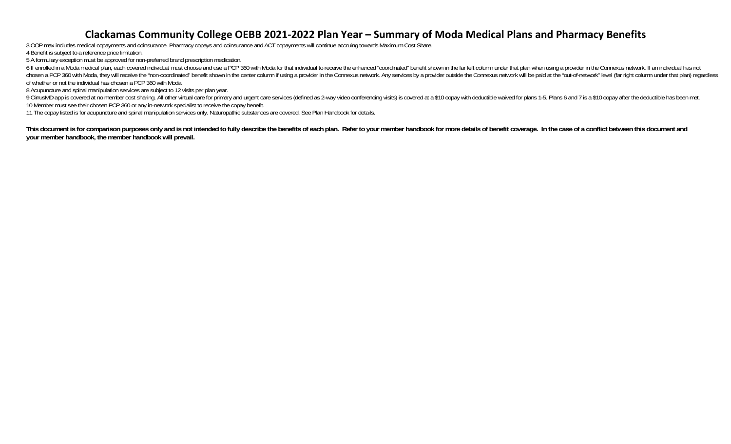# Clackamas Community College OEBB 2021-2022 Plan Year – Summary of Moda Medical Plans and Pharmacy Benefits

3 OOP max includes medical copayments and coinsurance. Pharmacy copays and coinsurance and ACT copayments will continue accruing towards Maximum Cost Share.

4 Benefit is subject to a reference price limitation.

5 A formulary exception must be approved for non-preferred brand prescription medication.

6 If enrolled in a Moda medical plan, each covered individual must choose and use a PCP 360 with Moda for that individual to receive the enhanced "coordinated" benefit shown in the far left column under that plan when using a provider in the Connexus network. If an individual has not chosen a PCP 360 with Moda, they will receive the "non-coordinated" benefit shown in the center column if using a provider in the Connexus network. Any services by a provider outside the Connexus network will be paid at the "out-of-network" level (far right column under that plan) regardless of whether or not the individual has chosen a PCP 360 with Moda.

8 Acupuncture and spinal manipulation services are subject to 12 visits per plan year.

9 CirrusMD app is covered at no member cost sharing. All other virtual care for primary and urgent care services (defined as 2-way video conferencing visits) is covered at a $10 copay with deductible waived for plans 1-5. Plans 6 and 7 is a $10 copay after the deductible has been met.

10 Member must see their chosen PCP 360 or any in-network specialist to receive the copay benefit.

11 The copay listed is for acupuncture and spinal manipulation services only. Naturopathic substances are covered. See Plan Handbook for details.

**This document is for comparison purposes only and is not intended to fully describe the benefits of each plan. Refer to your member handbook for more details of benefit coverage. In the case of a conflict between this document and your member handbook, the member handbook will prevail.**